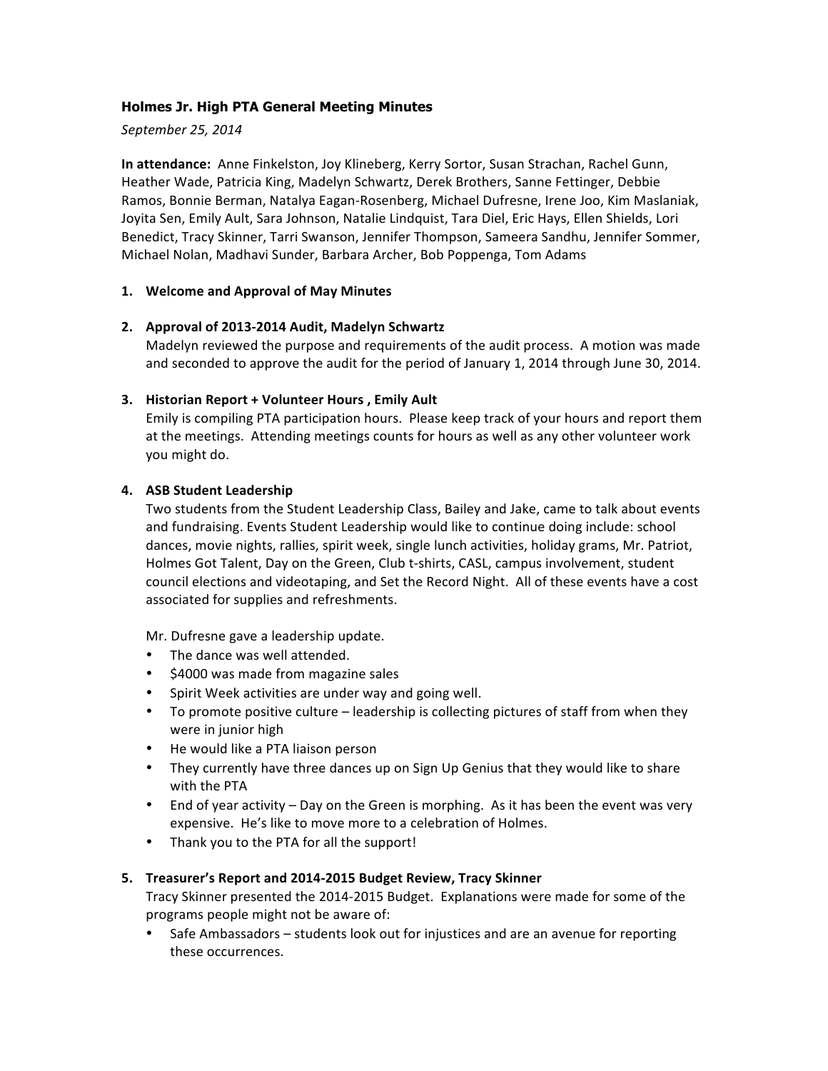## Holmes Jr. High PTA General Meeting Minutes

*September 25, 2014*

**In attendance:** Anne Finkelston, Joy Klineberg, Kerry Sortor, Susan Strachan, Rachel Gunn, Heather Wade, Patricia King, Madelyn Schwartz, Derek Brothers, Sanne Fettinger, Debbie Ramos, Bonnie Berman, Natalya Eagan-Rosenberg, Michael Dufresne, Irene Joo, Kim Maslaniak, Joyita Sen, Emily Ault, Sara Johnson, Natalie Lindquist, Tara Diel, Eric Hays, Ellen Shields, Lori Benedict, Tracy Skinner, Tarri Swanson, Jennifer Thompson, Sameera Sandhu, Jennifer Sommer, Michael Nolan, Madhavi Sunder, Barbara Archer, Bob Poppenga, Tom Adams

1. **Welcome and Approval of May Minutes**

2. **Approval of 2013-2014 Audit, Madelyn Schwartz**

   Madelyn reviewed the purpose and requirements of the audit process. A motion was made and seconded to approve the audit for the period of January 1, 2014 through June 30, 2014.

3. **Historian Report + Volunteer Hours , Emily Ault**

   Emily is compiling PTA participation hours. Please keep track of your hours and report them at the meetings. Attending meetings counts for hours as well as any other volunteer work you might do.

4. **ASB Student Leadership**

   Two students from the Student Leadership Class, Bailey and Jake, came to talk about events and fundraising. Events Student Leadership would like to continue doing include: school dances, movie nights, rallies, spirit week, single lunch activities, holiday grams, Mr. Patriot, Holmes Got Talent, Day on the Green, Club t-shirts, CASL, campus involvement, student council elections and videotaping, and Set the Record Night. All of these events have a cost associated for supplies and refreshments.

   Mr. Dufresne gave a leadership update.

   - The dance was well attended.
   - $4000 was made from magazine sales
   - Spirit Week activities are under way and going well.
   - To promote positive culture – leadership is collecting pictures of staff from when they were in junior high
   - He would like a PTA liaison person
   - They currently have three dances up on Sign Up Genius that they would like to share with the PTA
   - End of year activity – Day on the Green is morphing. As it has been the event was very expensive. He's like to move more to a celebration of Holmes.
   - Thank you to the PTA for all the support!

5. **Treasurer's Report and 2014-2015 Budget Review, Tracy Skinner**

   Tracy Skinner presented the 2014-2015 Budget. Explanations were made for some of the programs people might not be aware of:

   - Safe Ambassadors – students look out for injustices and are an avenue for reporting these occurrences.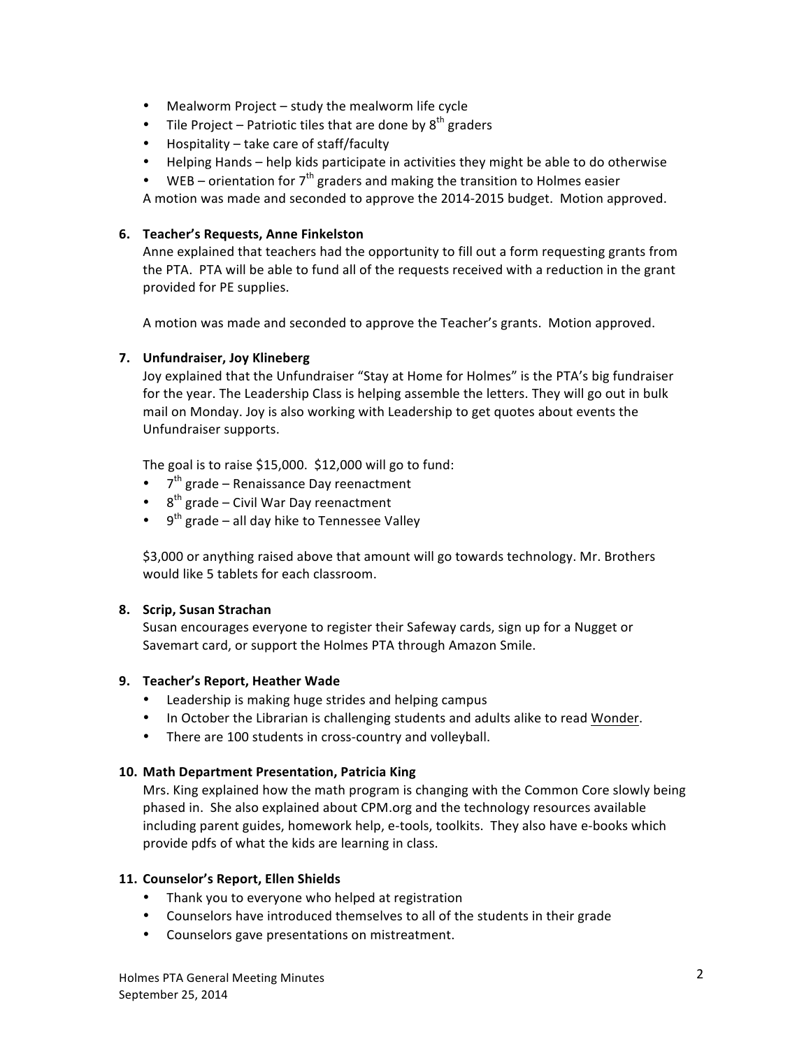- Mealworm Project – study the mealworm life cycle
- Tile Project – Patriotic tiles that are done by 8th graders
- Hospitality – take care of staff/faculty
- Helping Hands – help kids participate in activities they might be able to do otherwise
- WEB – orientation for 7th graders and making the transition to Holmes easier

A motion was made and seconded to approve the 2014-2015 budget. Motion approved.

**6. Teacher's Requests, Anne Finkelston**

Anne explained that teachers had the opportunity to fill out a form requesting grants from the PTA. PTA will be able to fund all of the requests received with a reduction in the grant provided for PE supplies.

A motion was made and seconded to approve the Teacher's grants. Motion approved.

**7. Unfundraiser, Joy Klineberg**

Joy explained that the Unfundraiser "Stay at Home for Holmes" is the PTA's big fundraiser for the year. The Leadership Class is helping assemble the letters. They will go out in bulk mail on Monday. Joy is also working with Leadership to get quotes about events the Unfundraiser supports.

The goal is to raise $15,000. $12,000 will go to fund:

- 7th grade – Renaissance Day reenactment
- 8th grade – Civil War Day reenactment
- 9th grade – all day hike to Tennessee Valley

$3,000 or anything raised above that amount will go towards technology. Mr. Brothers would like 5 tablets for each classroom.

**8. Scrip, Susan Strachan**

Susan encourages everyone to register their Safeway cards, sign up for a Nugget or Savemart card, or support the Holmes PTA through Amazon Smile.

**9. Teacher's Report, Heather Wade**

- Leadership is making huge strides and helping campus
- In October the Librarian is challenging students and adults alike to read Wonder.
- There are 100 students in cross-country and volleyball.

**10. Math Department Presentation, Patricia King**

Mrs. King explained how the math program is changing with the Common Core slowly being phased in. She also explained about CPM.org and the technology resources available including parent guides, homework help, e-tools, toolkits. They also have e-books which provide pdfs of what the kids are learning in class.

**11. Counselor's Report, Ellen Shields**

- Thank you to everyone who helped at registration
- Counselors have introduced themselves to all of the students in their grade
- Counselors gave presentations on mistreatment.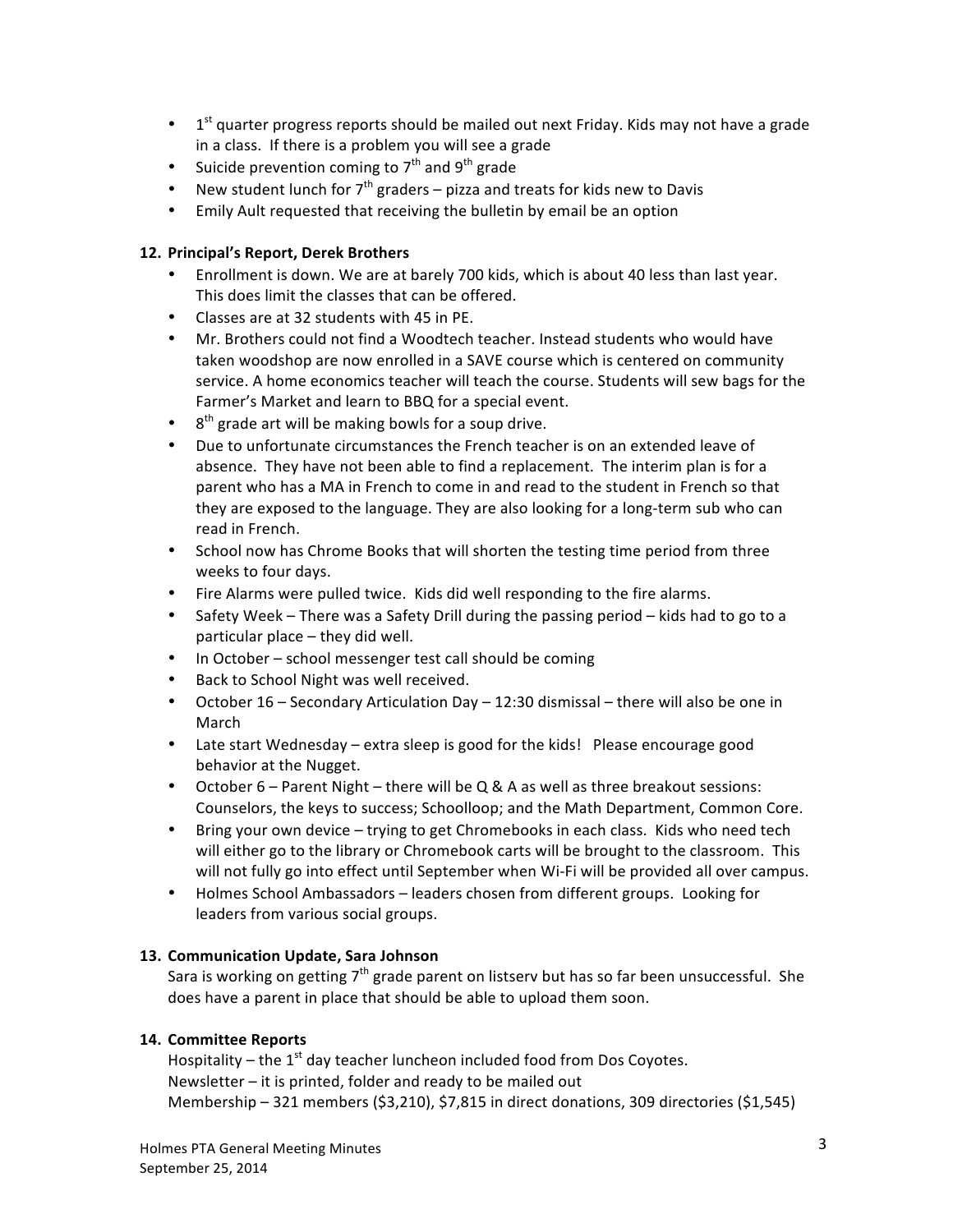- 1st quarter progress reports should be mailed out next Friday. Kids may not have a grade in a class. If there is a problem you will see a grade
- Suicide prevention coming to 7th and 9th grade
- New student lunch for 7th graders – pizza and treats for kids new to Davis
- Emily Ault requested that receiving the bulletin by email be an option

**12. Principal's Report, Derek Brothers**

- Enrollment is down. We are at barely 700 kids, which is about 40 less than last year. This does limit the classes that can be offered.
- Classes are at 32 students with 45 in PE.
- Mr. Brothers could not find a Woodtech teacher. Instead students who would have taken woodshop are now enrolled in a SAVE course which is centered on community service. A home economics teacher will teach the course. Students will sew bags for the Farmer's Market and learn to BBQ for a special event.
- 8th grade art will be making bowls for a soup drive.
- Due to unfortunate circumstances the French teacher is on an extended leave of absence. They have not been able to find a replacement. The interim plan is for a parent who has a MA in French to come in and read to the student in French so that they are exposed to the language. They are also looking for a long-term sub who can read in French.
- School now has Chrome Books that will shorten the testing time period from three weeks to four days.
- Fire Alarms were pulled twice. Kids did well responding to the fire alarms.
- Safety Week – There was a Safety Drill during the passing period – kids had to go to a particular place – they did well.
- In October – school messenger test call should be coming
- Back to School Night was well received.
- October 16 – Secondary Articulation Day – 12:30 dismissal – there will also be one in March
- Late start Wednesday – extra sleep is good for the kids! Please encourage good behavior at the Nugget.
- October 6 – Parent Night – there will be Q & A as well as three breakout sessions: Counselors, the keys to success; Schoolloop; and the Math Department, Common Core.
- Bring your own device – trying to get Chromebooks in each class. Kids who need tech will either go to the library or Chromebook carts will be brought to the classroom. This will not fully go into effect until September when Wi-Fi will be provided all over campus.
- Holmes School Ambassadors – leaders chosen from different groups. Looking for leaders from various social groups.

**13. Communication Update, Sara Johnson**

Sara is working on getting 7th grade parent on listserv but has so far been unsuccessful. She does have a parent in place that should be able to upload them soon.

**14. Committee Reports**

Hospitality – the 1st day teacher luncheon included food from Dos Coyotes.
Newsletter – it is printed, folder and ready to be mailed out
Membership – 321 members ($3,210), $7,815 in direct donations, 309 directories ($1,545)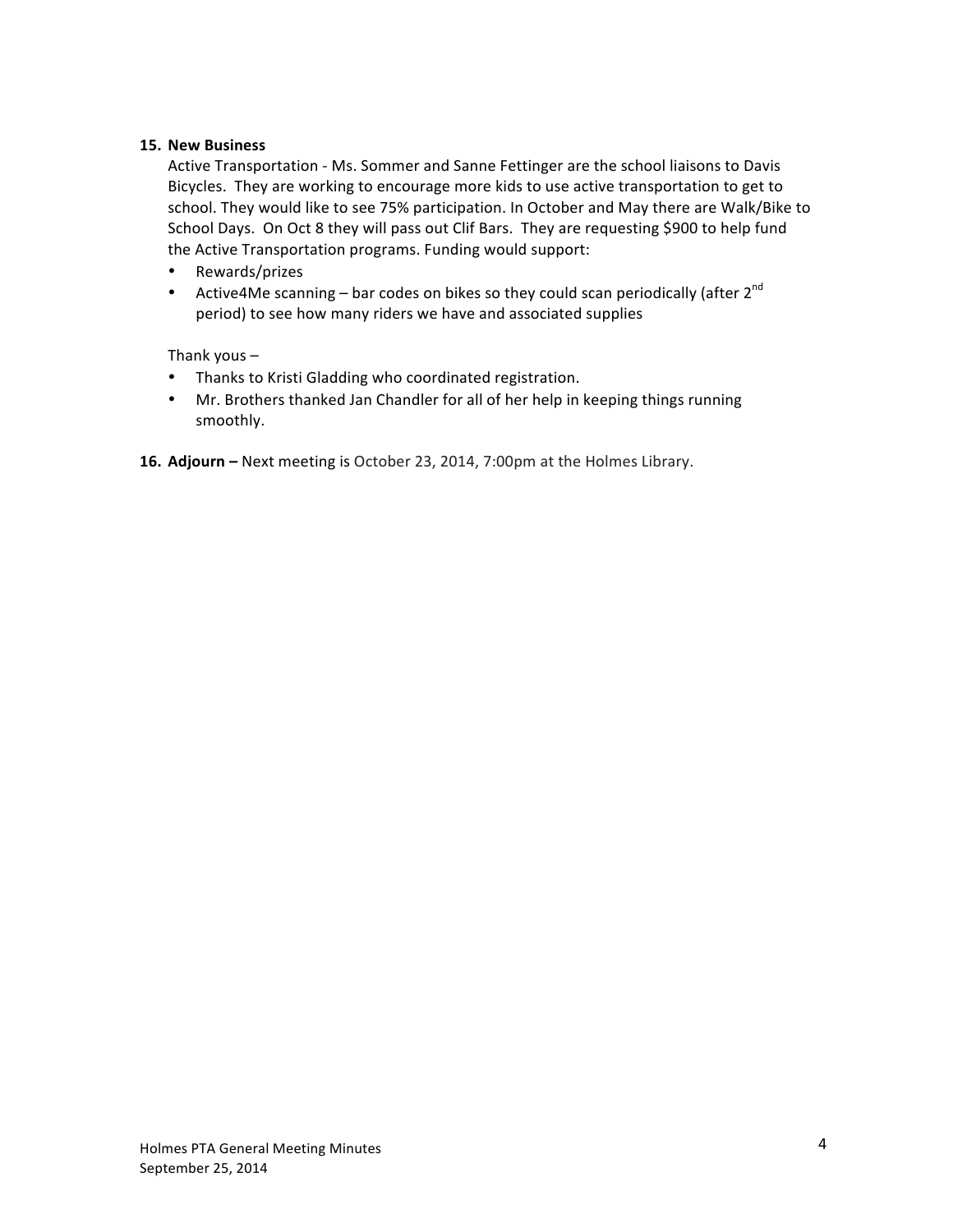**15. New Business**

Active Transportation - Ms. Sommer and Sanne Fettinger are the school liaisons to Davis Bicycles. They are working to encourage more kids to use active transportation to get to school. They would like to see 75% participation. In October and May there are Walk/Bike to School Days. On Oct 8 they will pass out Clif Bars. They are requesting $900 to help fund the Active Transportation programs. Funding would support:

- Rewards/prizes
- Active4Me scanning – bar codes on bikes so they could scan periodically (after 2nd period) to see how many riders we have and associated supplies

Thank yous –

- Thanks to Kristi Gladding who coordinated registration.
- Mr. Brothers thanked Jan Chandler for all of her help in keeping things running smoothly.

**16. Adjourn –** Next meeting is October 23, 2014, 7:00pm at the Holmes Library.